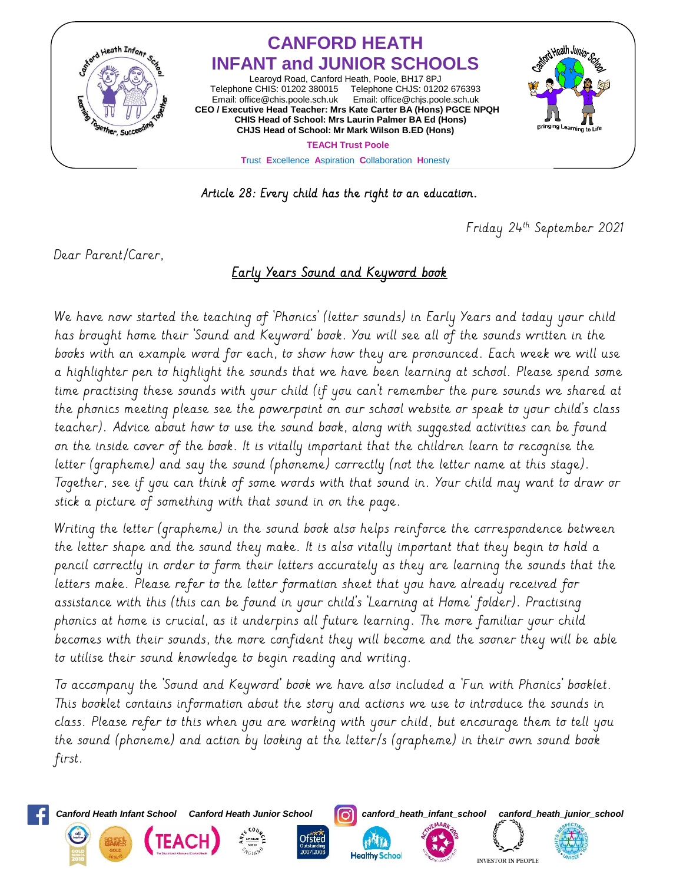# CANFORD HEATH INFANT and JUNIOR SCHOOLS

Learoyd Road, Canford Heath, Poole, BH17 8PJ
Telephone CHIS: 01202 380015 Telephone CHJS: 01202 676393
Email: office@chis.poole.sch.uk Email: office@chjs.poole.sch.uk
**CEO / Executive Head Teacher: Mrs Kate Carter BA (Hons) PGCE NPQH**
**CHIS Head of School: Mrs Laurin Palmer BA Ed (Hons)**
**CHJS Head of School: Mr Mark Wilson B.ED (Hons)**

**TEACH Trust Poole**

Trust Excellence Aspiration Collaboration Honesty

Article 28: Every child has the right to an education.

Friday 24th September 2021

Dear Parent/Carer,

## Early Years Sound and Keyword book

We have now started the teaching of 'Phonics' (letter sounds) in Early Years and today your child has brought home their 'Sound and Keyword' book. You will see all of the sounds written in the books with an example word for each, to show how they are pronounced. Each week we will use a highlighter pen to highlight the sounds that we have been learning at school. Please spend some time practising these sounds with your child (if you can't remember the pure sounds we shared at the phonics meeting please see the powerpoint on our school website or speak to your child's class teacher). Advice about how to use the sound book, along with suggested activities can be found on the inside cover of the book. It is vitally important that the children learn to recognise the letter (grapheme) and say the sound (phoneme) correctly (not the letter name at this stage). Together, see if you can think of some words with that sound in. Your child may want to draw or stick a picture of something with that sound in on the page.

Writing the letter (grapheme) in the sound book also helps reinforce the correspondence between the letter shape and the sound they make. It is also vitally important that they begin to hold a pencil correctly in order to form their letters accurately as they are learning the sounds that the letters make. Please refer to the letter formation sheet that you have already received for assistance with this (this can be found in your child's 'Learning at Home' folder). Practising phonics at home is crucial, as it underpins all future learning. The more familiar your child becomes with their sounds, the more confident they will become and the sooner they will be able to utilise their sound knowledge to begin reading and writing.

To accompany the 'Sound and Keyword' book we have also included a 'Fun with Phonics' booklet. This booklet contains information about the story and actions we use to introduce the sounds in class. Please refer to this when you are working with your child, but encourage them to tell you the sound (phoneme) and action by looking at the letter/s (grapheme) in their own sound book first.

Canford Heath Infant School Canford Heath Junior School canford_heath_infant_school canford_heath_junior_school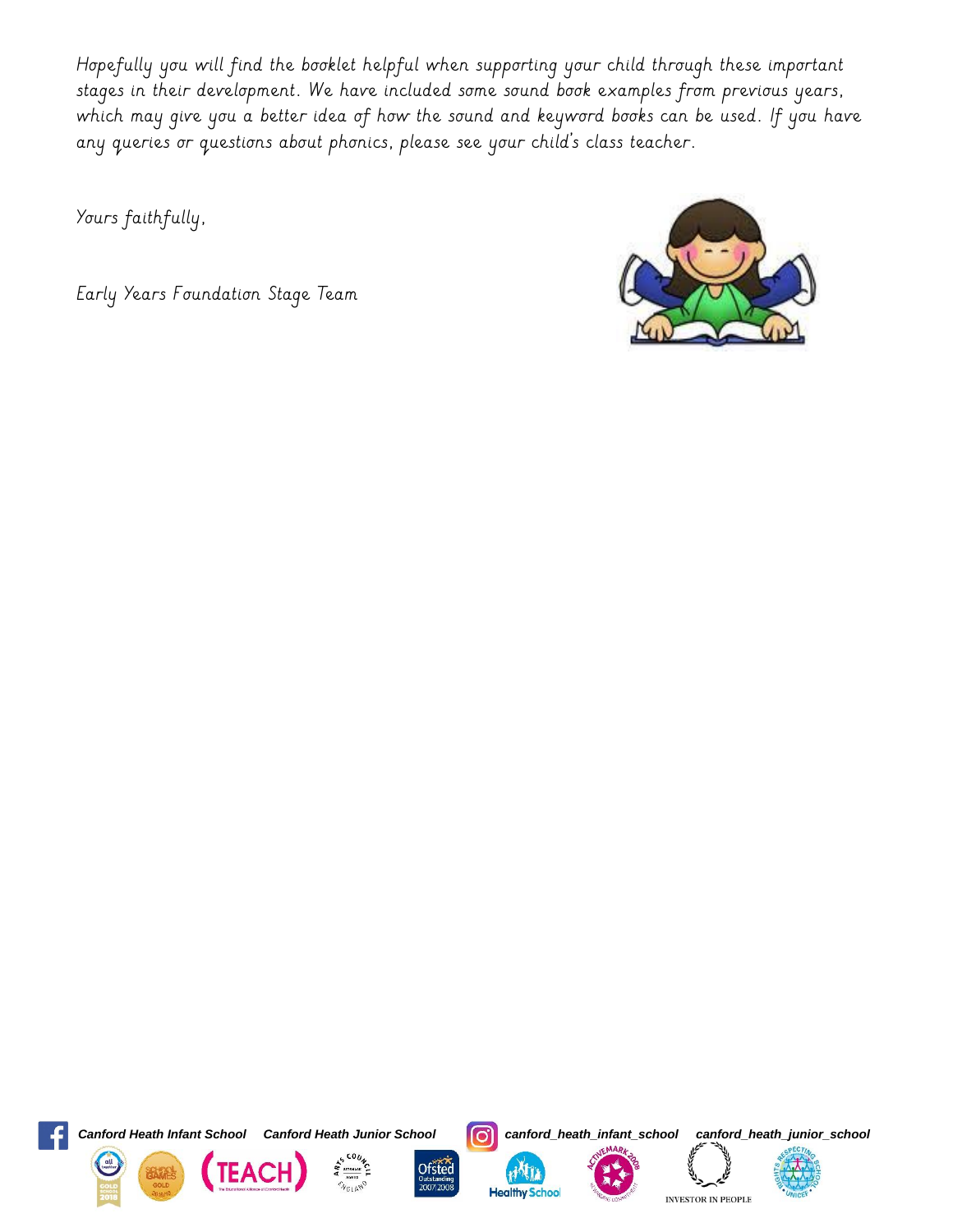Hopefully you will find the booklet helpful when supporting your child through these important stages in their development. We have included some sound book examples from previous years, which may give you a better idea of how the sound and keyword books can be used. If you have any queries or questions about phonics, please see your child's class teacher.

Yours faithfully,

Early Years Foundation Stage Team

Canford Heath Infant School    Canford Heath Junior School    canford_heath_infant_school    canford_heath_junior_school